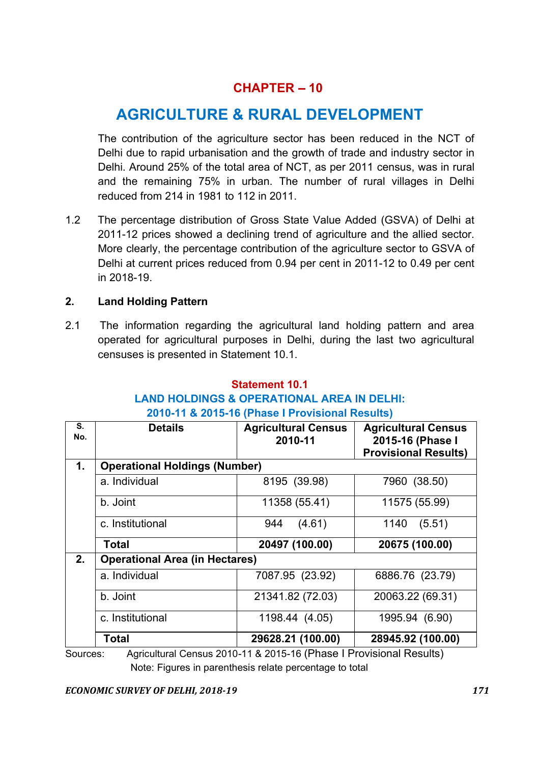# CHAPTER – 10

# AGRICULTURE & RURAL DEVELOPMENT

The contribution of the agriculture sector has been reduced in the NCT of Delhi due to rapid urbanisation and the growth of trade and industry sector in Delhi. Around 25% of the total area of NCT, as per 2011 census, was in rural and the remaining 75% in urban. The number of rural villages in Delhi reduced from 214 in 1981 to 112 in 2011.

1.2 The percentage distribution of Gross State Value Added (GSVA) of Delhi at 2011-12 prices showed a declining trend of agriculture and the allied sector. More clearly, the percentage contribution of the agriculture sector to GSVA of Delhi at current prices reduced from 0.94 per cent in 2011-12 to 0.49 per cent in 2018-19.

## 2. Land Holding Pattern

2.1 The information regarding the agricultural land holding pattern and area operated for agricultural purposes in Delhi, during the last two agricultural censuses is presented in Statement 10.1.

**Statement 10.1**

**LAND HOLDINGS & OPERATIONAL AREA IN DELHI: 2010-11 & 2015-16 (Phase I Provisional Results)**

| S. No. | Details | Agricultural Census 2010-11 | Agricultural Census 2015-16 (Phase I Provisional Results) |
|---|---|---|---|
| 1. | **Operational Holdings (Number)** | | |
| | a. Individual | 8195 (39.98) | 7960 (38.50) |
| | b. Joint | 11358 (55.41) | 11575 (55.99) |
| | c. Institutional | 944 (4.61) | 1140 (5.51) |
| | **Total** | **20497 (100.00)** | **20675 (100.00)** |
| 2. | **Operational Area (in Hectares)** | | |
| | a. Individual | 7087.95 (23.92) | 6886.76 (23.79) |
| | b. Joint | 21341.82 (72.03) | 20063.22 (69.31) |
| | c. Institutional | 1198.44 (4.05) | 1995.94 (6.90) |
| | **Total** | **29628.21 (100.00)** | **28945.92 (100.00)** |

Sources: Agricultural Census 2010-11 & 2015-16 (Phase I Provisional Results)

Note: Figures in parenthesis relate percentage to total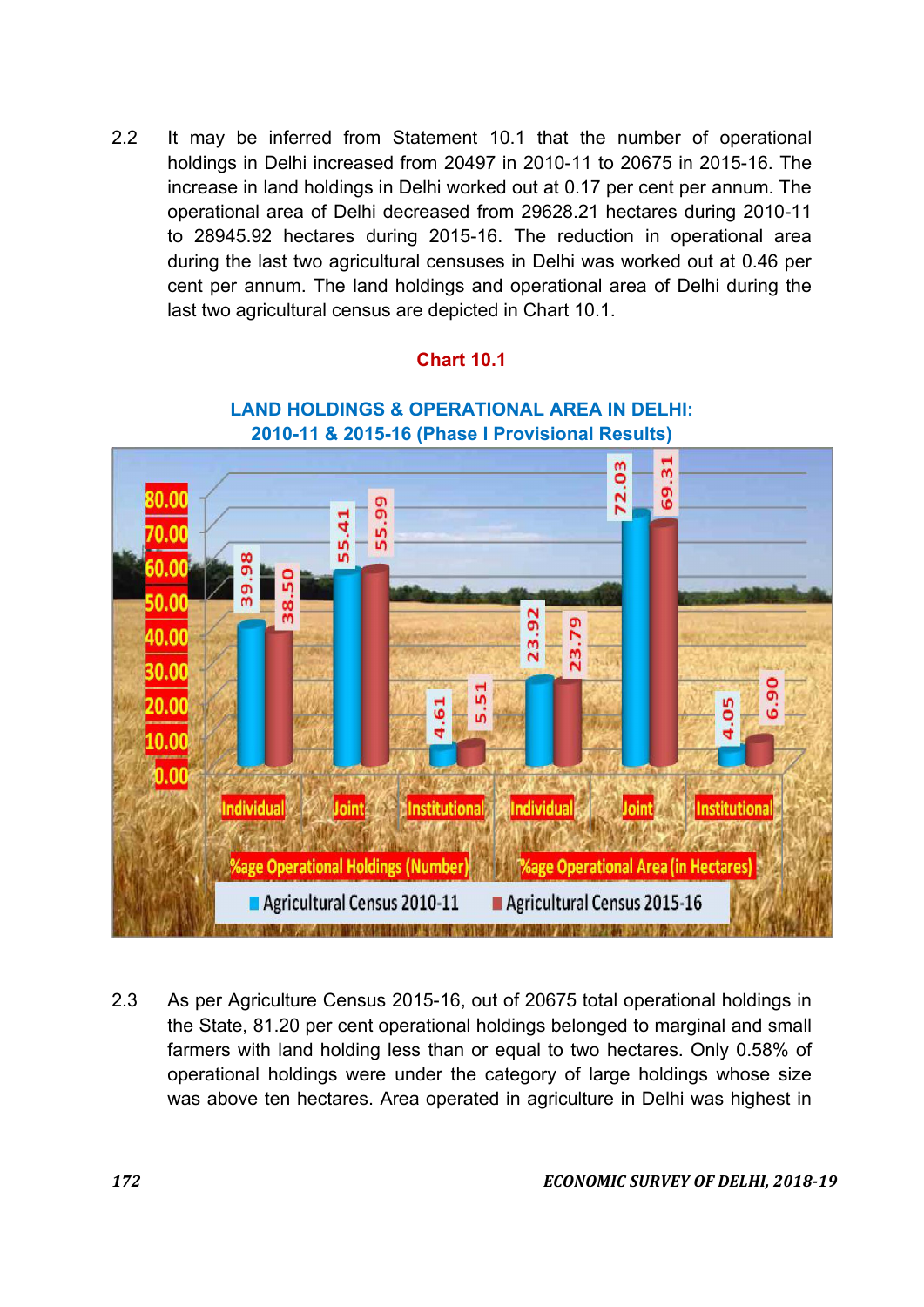2.2 It may be inferred from Statement 10.1 that the number of operational holdings in Delhi increased from 20497 in 2010-11 to 20675 in 2015-16. The increase in land holdings in Delhi worked out at 0.17 per cent per annum. The operational area of Delhi decreased from 29628.21 hectares during 2010-11 to 28945.92 hectares during 2015-16. The reduction in operational area during the last two agricultural censuses in Delhi was worked out at 0.46 per cent per annum. The land holdings and operational area of Delhi during the last two agricultural census are depicted in Chart 10.1.

**Chart 10.1**

**LAND HOLDINGS & OPERATIONAL AREA IN DELHI: 2010-11 & 2015-16 (Phase I Provisional Results)**

| | %age Operational Holdings (Number) | | | %age Operational Area (in Hectares) | | |
|---|---|---|---|---|---|---|
| | Individual | Joint | Institutional | Individual | Joint | Institutional |
| Agricultural Census 2010-11 | 39.98 | 55.41 | 4.61 | 23.92 | 72.03 | 4.05 |
| Agricultural Census 2015-16 | 38.50 | 55.99 | 5.51 | 23.79 | 69.31 | 6.90 |

2.3 As per Agriculture Census 2015-16, out of 20675 total operational holdings in the State, 81.20 per cent operational holdings belonged to marginal and small farmers with land holding less than or equal to two hectares. Only 0.58% of operational holdings were under the category of large holdings whose size was above ten hectares. Area operated in agriculture in Delhi was highest in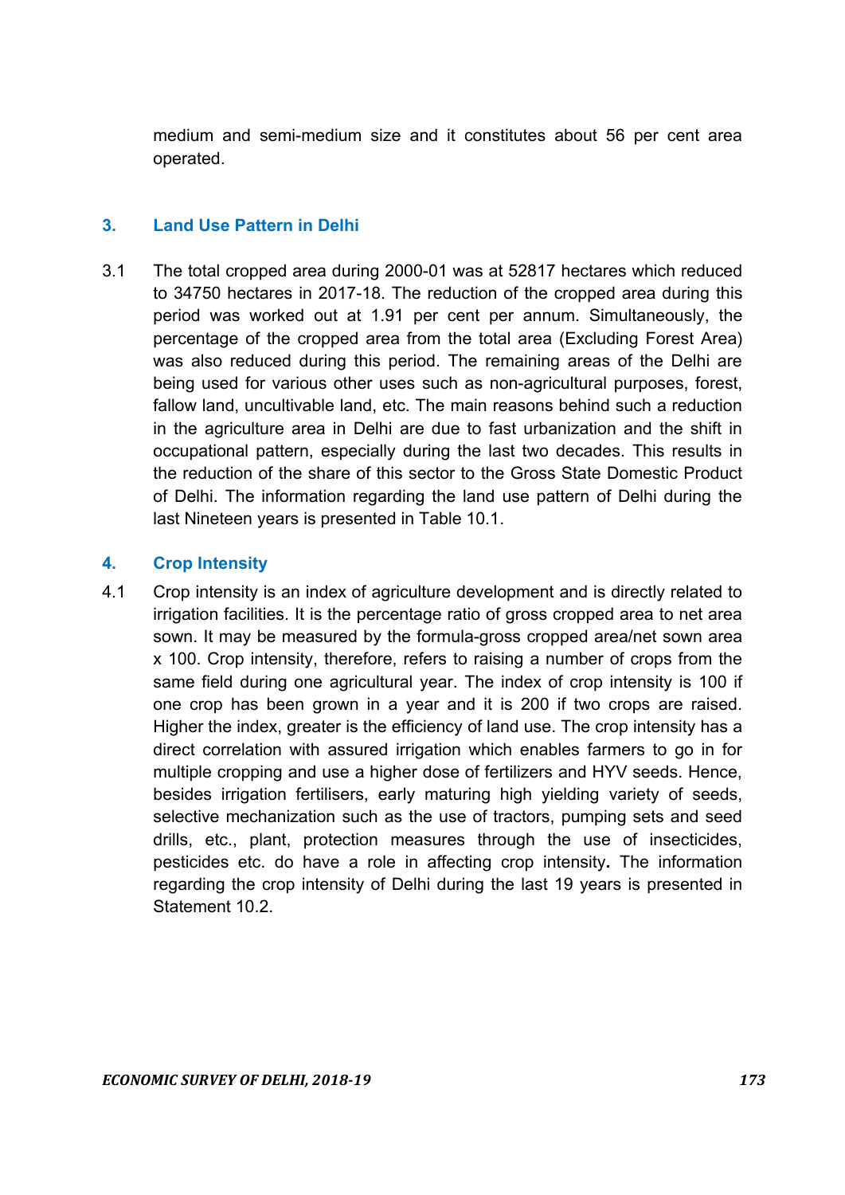medium and semi-medium size and it constitutes about 56 per cent area operated.

## 3. Land Use Pattern in Delhi

3.1 The total cropped area during 2000-01 was at 52817 hectares which reduced to 34750 hectares in 2017-18. The reduction of the cropped area during this period was worked out at 1.91 per cent per annum. Simultaneously, the percentage of the cropped area from the total area (Excluding Forest Area) was also reduced during this period. The remaining areas of the Delhi are being used for various other uses such as non-agricultural purposes, forest, fallow land, uncultivable land, etc. The main reasons behind such a reduction in the agriculture area in Delhi are due to fast urbanization and the shift in occupational pattern, especially during the last two decades. This results in the reduction of the share of this sector to the Gross State Domestic Product of Delhi. The information regarding the land use pattern of Delhi during the last Nineteen years is presented in Table 10.1.

## 4. Crop Intensity

4.1 Crop intensity is an index of agriculture development and is directly related to irrigation facilities. It is the percentage ratio of gross cropped area to net area sown. It may be measured by the formula-gross cropped area/net sown area x 100. Crop intensity, therefore, refers to raising a number of crops from the same field during one agricultural year. The index of crop intensity is 100 if one crop has been grown in a year and it is 200 if two crops are raised. Higher the index, greater is the efficiency of land use. The crop intensity has a direct correlation with assured irrigation which enables farmers to go in for multiple cropping and use a higher dose of fertilizers and HYV seeds. Hence, besides irrigation fertilisers, early maturing high yielding variety of seeds, selective mechanization such as the use of tractors, pumping sets and seed drills, etc., plant, protection measures through the use of insecticides, pesticides etc. do have a role in affecting crop intensity**.** The information regarding the crop intensity of Delhi during the last 19 years is presented in Statement 10.2.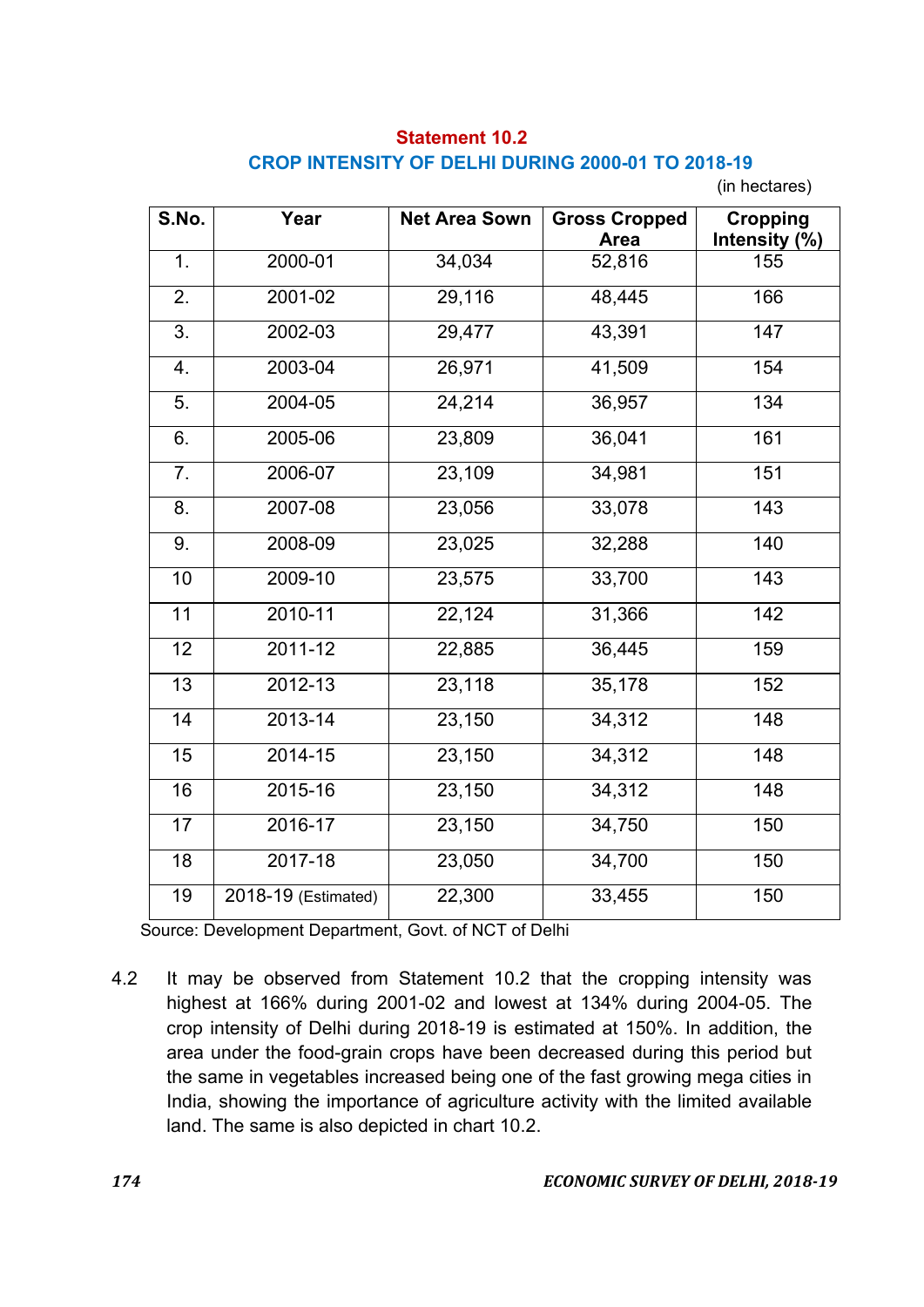## Statement 10.2

### CROP INTENSITY OF DELHI DURING 2000-01 TO 2018-19

(in hectares)

| S.No. | Year | Net Area Sown | Gross Cropped Area | Cropping Intensity (%) |
|---|---|---|---|---|
| 1. | 2000-01 | 34,034 | 52,816 | 155 |
| 2. | 2001-02 | 29,116 | 48,445 | 166 |
| 3. | 2002-03 | 29,477 | 43,391 | 147 |
| 4. | 2003-04 | 26,971 | 41,509 | 154 |
| 5. | 2004-05 | 24,214 | 36,957 | 134 |
| 6. | 2005-06 | 23,809 | 36,041 | 161 |
| 7. | 2006-07 | 23,109 | 34,981 | 151 |
| 8. | 2007-08 | 23,056 | 33,078 | 143 |
| 9. | 2008-09 | 23,025 | 32,288 | 140 |
| 10 | 2009-10 | 23,575 | 33,700 | 143 |
| 11 | 2010-11 | 22,124 | 31,366 | 142 |
| 12 | 2011-12 | 22,885 | 36,445 | 159 |
| 13 | 2012-13 | 23,118 | 35,178 | 152 |
| 14 | 2013-14 | 23,150 | 34,312 | 148 |
| 15 | 2014-15 | 23,150 | 34,312 | 148 |
| 16 | 2015-16 | 23,150 | 34,312 | 148 |
| 17 | 2016-17 | 23,150 | 34,750 | 150 |
| 18 | 2017-18 | 23,050 | 34,700 | 150 |
| 19 | 2018-19 (Estimated) | 22,300 | 33,455 | 150 |

Source: Development Department, Govt. of NCT of Delhi

4.2 It may be observed from Statement 10.2 that the cropping intensity was highest at 166% during 2001-02 and lowest at 134% during 2004-05. The crop intensity of Delhi during 2018-19 is estimated at 150%. In addition, the area under the food-grain crops have been decreased during this period but the same in vegetables increased being one of the fast growing mega cities in India, showing the importance of agriculture activity with the limited available land. The same is also depicted in chart 10.2.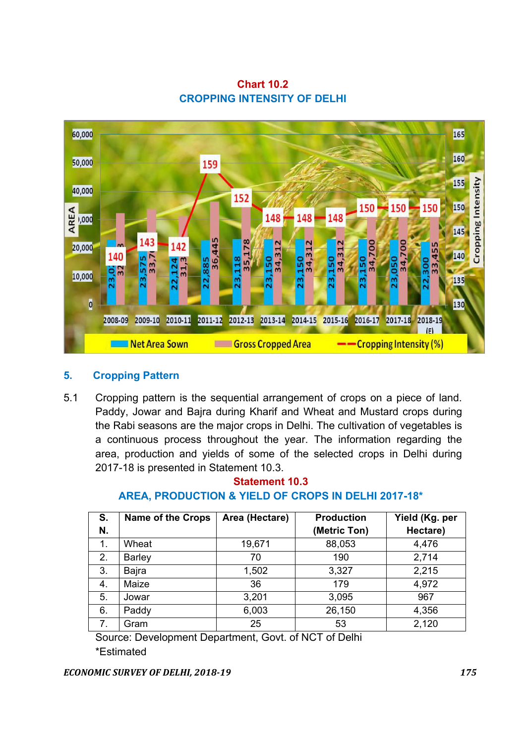**Chart 10.2**
**CROPPING INTENSITY OF DELHI**

| Year | Net Area Sown | Gross Cropped Area | Cropping Intensity (%) |
|---|---|---|---|
| 2008-09 | 23,0.. | 32.. | 140 |
| 2009-10 | 23,575 | 33,7.. | 143 |
| 2010-11 | 22,124 | 31,3.. | 142 |
| 2011-12 | 22,885 | 36,445 | 159 |
| 2012-13 | 23,118 | 35,178 | 152 |
| 2013-14 | 23,150 | 34,312 | 148 |
| 2014-15 | 23,150 | 34,312 | 148 |
| 2015-16 | 23,150 | 34,312 | 148 |
| 2016-17 | 23,150 | 34,700 | 150 |
| 2017-18 | 23,050 | 34,700 | 150 |
| 2018-19 (E) | 22,300 | 33,455 | 150 |

## 5. Cropping Pattern

5.1 Cropping pattern is the sequential arrangement of crops on a piece of land. Paddy, Jowar and Bajra during Kharif and Wheat and Mustard crops during the Rabi seasons are the major crops in Delhi. The cultivation of vegetables is a continuous process throughout the year. The information regarding the area, production and yields of some of the selected crops in Delhi during 2017-18 is presented in Statement 10.3.

**Statement 10.3**
**AREA, PRODUCTION & YIELD OF CROPS IN DELHI 2017-18***

| S. N. | Name of the Crops | Area (Hectare) | Production (Metric Ton) | Yield (Kg. per Hectare) |
|---|---|---|---|---|
| 1. | Wheat | 19,671 | 88,053 | 4,476 |
| 2. | Barley | 70 | 190 | 2,714 |
| 3. | Bajra | 1,502 | 3,327 | 2,215 |
| 4. | Maize | 36 | 179 | 4,972 |
| 5. | Jowar | 3,201 | 3,095 | 967 |
| 6. | Paddy | 6,003 | 26,150 | 4,356 |
| 7. | Gram | 25 | 53 | 2,120 |

Source: Development Department, Govt. of NCT of Delhi
*Estimated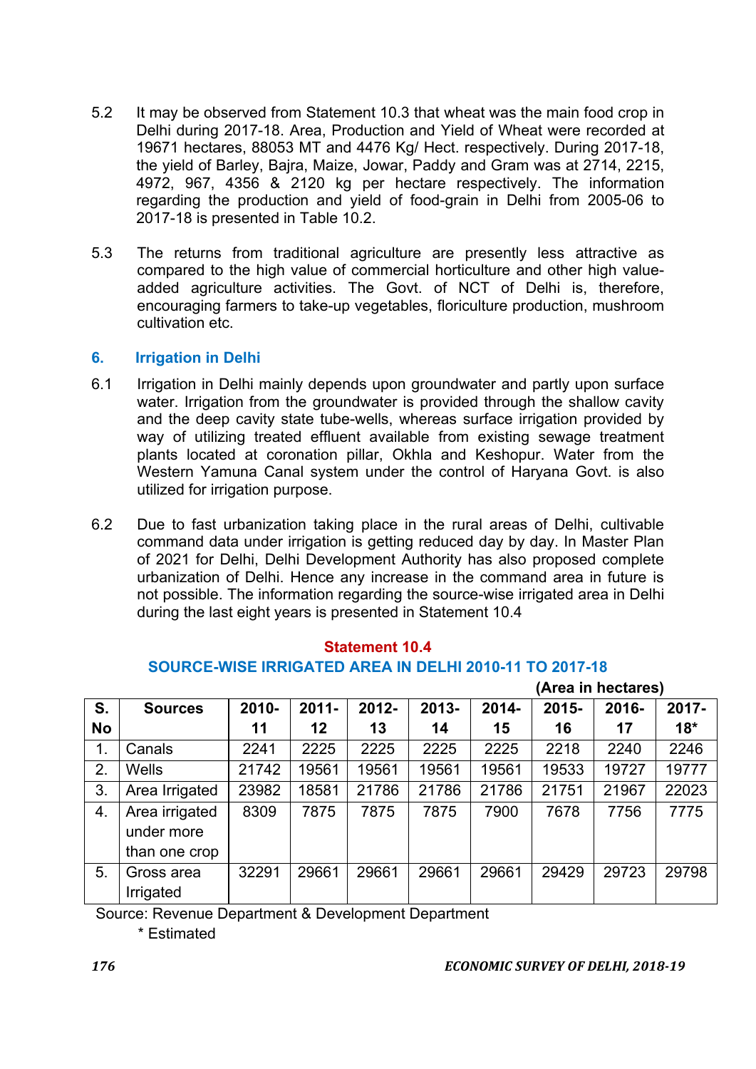5.2 It may be observed from Statement 10.3 that wheat was the main food crop in Delhi during 2017-18. Area, Production and Yield of Wheat were recorded at 19671 hectares, 88053 MT and 4476 Kg/ Hect. respectively. During 2017-18, the yield of Barley, Bajra, Maize, Jowar, Paddy and Gram was at 2714, 2215, 4972, 967, 4356 & 2120 kg per hectare respectively. The information regarding the production and yield of food-grain in Delhi from 2005-06 to 2017-18 is presented in Table 10.2.

5.3 The returns from traditional agriculture are presently less attractive as compared to the high value of commercial horticulture and other high value-added agriculture activities. The Govt. of NCT of Delhi is, therefore, encouraging farmers to take-up vegetables, floriculture production, mushroom cultivation etc.

## 6. Irrigation in Delhi

6.1 Irrigation in Delhi mainly depends upon groundwater and partly upon surface water. Irrigation from the groundwater is provided through the shallow cavity and the deep cavity state tube-wells, whereas surface irrigation provided by way of utilizing treated effluent available from existing sewage treatment plants located at coronation pillar, Okhla and Keshopur. Water from the Western Yamuna Canal system under the control of Haryana Govt. is also utilized for irrigation purpose.

6.2 Due to fast urbanization taking place in the rural areas of Delhi, cultivable command data under irrigation is getting reduced day by day. In Master Plan of 2021 for Delhi, Delhi Development Authority has also proposed complete urbanization of Delhi. Hence any increase in the command area in future is not possible. The information regarding the source-wise irrigated area in Delhi during the last eight years is presented in Statement 10.4

**Statement 10.4**

**SOURCE-WISE IRRIGATED AREA IN DELHI 2010-11 TO 2017-18**

**(Area in hectares)**

| S. No | Sources | 2010-11 | 2011-12 | 2012-13 | 2013-14 | 2014-15 | 2015-16 | 2016-17 | 2017-18* |
|---|---|---|---|---|---|---|---|---|---|
| 1. | Canals | 2241 | 2225 | 2225 | 2225 | 2225 | 2218 | 2240 | 2246 |
| 2. | Wells | 21742 | 19561 | 19561 | 19561 | 19561 | 19533 | 19727 | 19777 |
| 3. | Area Irrigated | 23982 | 18581 | 21786 | 21786 | 21786 | 21751 | 21967 | 22023 |
| 4. | Area irrigated under more than one crop | 8309 | 7875 | 7875 | 7875 | 7900 | 7678 | 7756 | 7775 |
| 5. | Gross area Irrigated | 32291 | 29661 | 29661 | 29661 | 29661 | 29429 | 29723 | 29798 |

Source: Revenue Department & Development Department

\* Estimated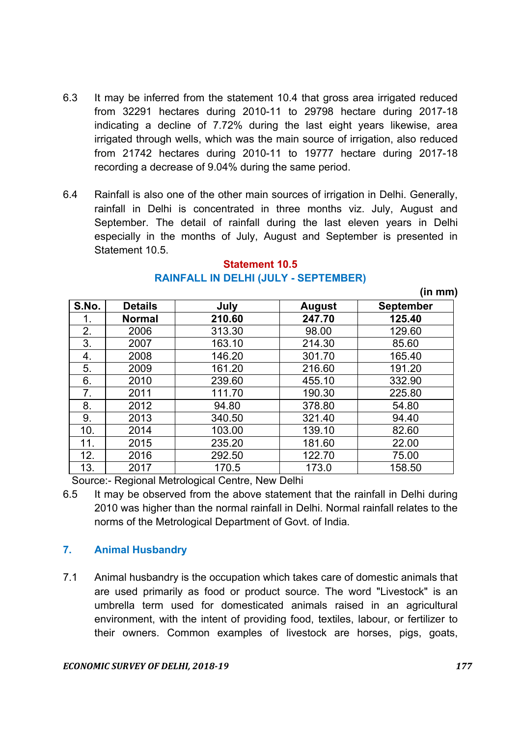6.3 It may be inferred from the statement 10.4 that gross area irrigated reduced from 32291 hectares during 2010-11 to 29798 hectare during 2017-18 indicating a decline of 7.72% during the last eight years likewise, area irrigated through wells, which was the main source of irrigation, also reduced from 21742 hectares during 2010-11 to 19777 hectare during 2017-18 recording a decrease of 9.04% during the same period.

6.4 Rainfall is also one of the other main sources of irrigation in Delhi. Generally, rainfall in Delhi is concentrated in three months viz. July, August and September. The detail of rainfall during the last eleven years in Delhi especially in the months of July, August and September is presented in Statement 10.5.

**Statement 10.5**

**RAINFALL IN DELHI (JULY - SEPTEMBER)**

**(in mm)**

| S.No. | Details | July | August | September |
|---|---|---|---|---|
| 1. | **Normal** | **210.60** | **247.70** | **125.40** |
| 2. | 2006 | 313.30 | 98.00 | 129.60 |
| 3. | 2007 | 163.10 | 214.30 | 85.60 |
| 4. | 2008 | 146.20 | 301.70 | 165.40 |
| 5. | 2009 | 161.20 | 216.60 | 191.20 |
| 6. | 2010 | 239.60 | 455.10 | 332.90 |
| 7. | 2011 | 111.70 | 190.30 | 225.80 |
| 8. | 2012 | 94.80 | 378.80 | 54.80 |
| 9. | 2013 | 340.50 | 321.40 | 94.40 |
| 10. | 2014 | 103.00 | 139.10 | 82.60 |
| 11. | 2015 | 235.20 | 181.60 | 22.00 |
| 12. | 2016 | 292.50 | 122.70 | 75.00 |
| 13. | 2017 | 170.5 | 173.0 | 158.50 |

Source:- Regional Metrological Centre, New Delhi

6.5 It may be observed from the above statement that the rainfall in Delhi during 2010 was higher than the normal rainfall in Delhi. Normal rainfall relates to the norms of the Metrological Department of Govt. of India.

## 7. Animal Husbandry

7.1 Animal husbandry is the occupation which takes care of domestic animals that are used primarily as food or product source. The word "Livestock" is an umbrella term used for domesticated animals raised in an agricultural environment, with the intent of providing food, textiles, labour, or fertilizer to their owners. Common examples of livestock are horses, pigs, goats,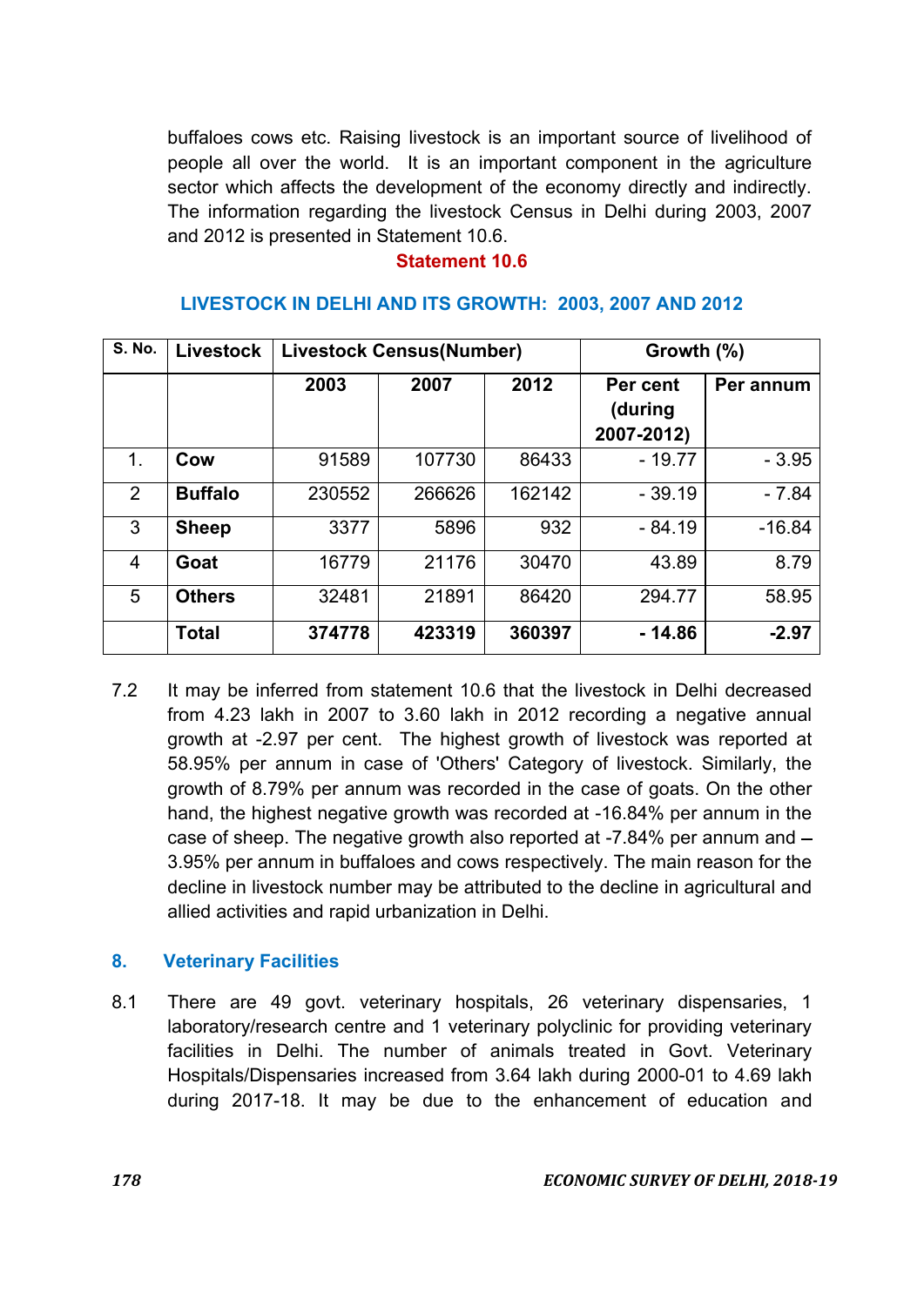buffaloes cows etc. Raising livestock is an important source of livelihood of people all over the world. It is an important component in the agriculture sector which affects the development of the economy directly and indirectly. The information regarding the livestock Census in Delhi during 2003, 2007 and 2012 is presented in Statement 10.6.

**Statement 10.6**

**LIVESTOCK IN DELHI AND ITS GROWTH: 2003, 2007 AND 2012**

| S. No. | Livestock | Livestock Census(Number) | | | Growth (%) | |
|---|---|---|---|---|---|---|
| | | 2003 | 2007 | 2012 | Per cent (during 2007-2012) | Per annum |
| 1. | **Cow** | 91589 | 107730 | 86433 | - 19.77 | - 3.95 |
| 2 | **Buffalo** | 230552 | 266626 | 162142 | - 39.19 | - 7.84 |
| 3 | **Sheep** | 3377 | 5896 | 932 | - 84.19 | -16.84 |
| 4 | **Goat** | 16779 | 21176 | 30470 | 43.89 | 8.79 |
| 5 | **Others** | 32481 | 21891 | 86420 | 294.77 | 58.95 |
| | **Total** | **374778** | **423319** | **360397** | **- 14.86** | **-2.97** |

7.2 It may be inferred from statement 10.6 that the livestock in Delhi decreased from 4.23 lakh in 2007 to 3.60 lakh in 2012 recording a negative annual growth at -2.97 per cent. The highest growth of livestock was reported at 58.95% per annum in case of 'Others' Category of livestock. Similarly, the growth of 8.79% per annum was recorded in the case of goats. On the other hand, the highest negative growth was recorded at -16.84% per annum in the case of sheep. The negative growth also reported at -7.84% per annum and – 3.95% per annum in buffaloes and cows respectively. The main reason for the decline in livestock number may be attributed to the decline in agricultural and allied activities and rapid urbanization in Delhi.

## 8. Veterinary Facilities

8.1 There are 49 govt. veterinary hospitals, 26 veterinary dispensaries, 1 laboratory/research centre and 1 veterinary polyclinic for providing veterinary facilities in Delhi. The number of animals treated in Govt. Veterinary Hospitals/Dispensaries increased from 3.64 lakh during 2000-01 to 4.69 lakh during 2017-18. It may be due to the enhancement of education and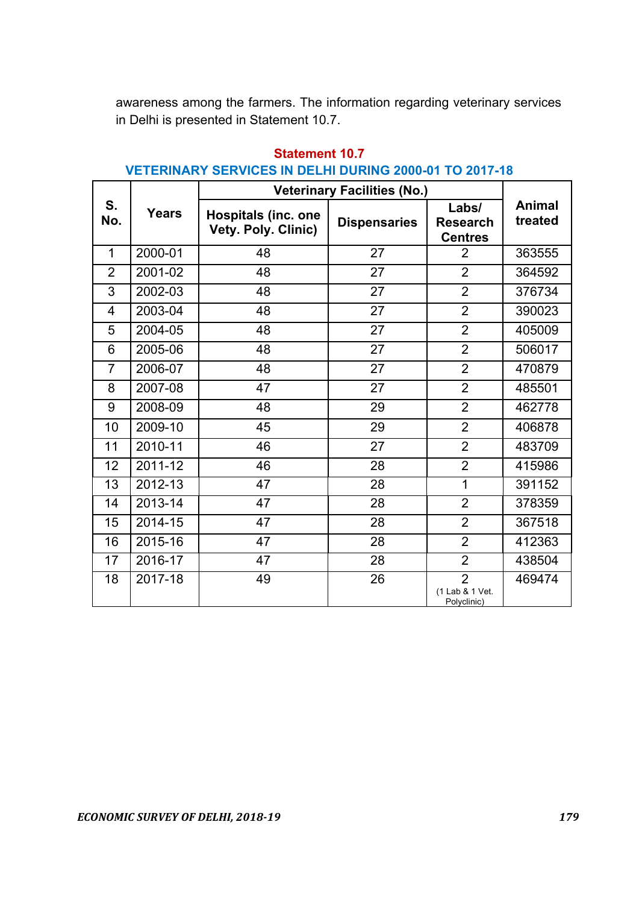awareness among the farmers. The information regarding veterinary services in Delhi is presented in Statement 10.7.

**Statement 10.7**

**VETERINARY SERVICES IN DELHI DURING 2000-01 TO 2017-18**

| S. No. | Years | Veterinary Facilities (No.) | | | Animal treated |
|---|---|---|---|---|---|
| | | Hospitals (inc. one Vety. Poly. Clinic) | Dispensaries | Labs/ Research Centres | |
| 1 | 2000-01 | 48 | 27 | 2 | 363555 |
| 2 | 2001-02 | 48 | 27 | 2 | 364592 |
| 3 | 2002-03 | 48 | 27 | 2 | 376734 |
| 4 | 2003-04 | 48 | 27 | 2 | 390023 |
| 5 | 2004-05 | 48 | 27 | 2 | 405009 |
| 6 | 2005-06 | 48 | 27 | 2 | 506017 |
| 7 | 2006-07 | 48 | 27 | 2 | 470879 |
| 8 | 2007-08 | 47 | 27 | 2 | 485501 |
| 9 | 2008-09 | 48 | 29 | 2 | 462778 |
| 10 | 2009-10 | 45 | 29 | 2 | 406878 |
| 11 | 2010-11 | 46 | 27 | 2 | 483709 |
| 12 | 2011-12 | 46 | 28 | 2 | 415986 |
| 13 | 2012-13 | 47 | 28 | 1 | 391152 |
| 14 | 2013-14 | 47 | 28 | 2 | 378359 |
| 15 | 2014-15 | 47 | 28 | 2 | 367518 |
| 16 | 2015-16 | 47 | 28 | 2 | 412363 |
| 17 | 2016-17 | 47 | 28 | 2 | 438504 |
| 18 | 2017-18 | 49 | 26 | 2 (1 Lab & 1 Vet. Polyclinic) | 469474 |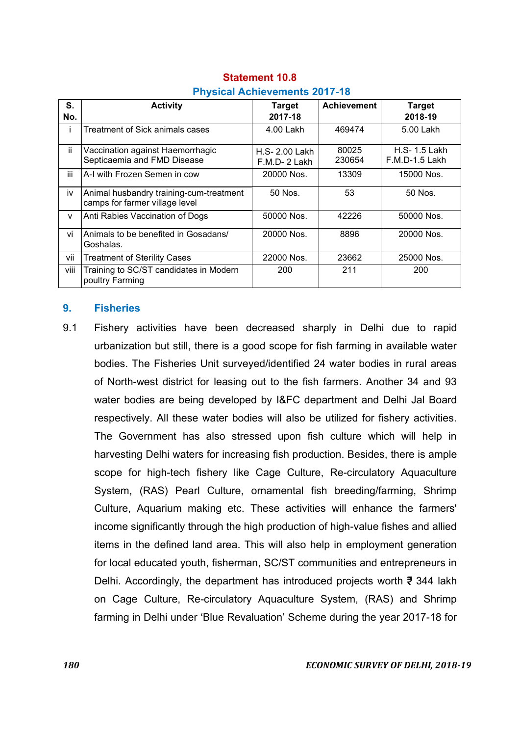**Statement 10.8**

**Physical Achievements 2017-18**

| S. No. | Activity | Target 2017-18 | Achievement | Target 2018-19 |
|---|---|---|---|---|
| i | Treatment of Sick animals cases | 4.00 Lakh | 469474 | 5.00 Lakh |
| ii | Vaccination against Haemorrhagic Septicaemia and FMD Disease | H.S- 2.00 Lakh F.M.D- 2 Lakh | 80025 230654 | H.S- 1.5 Lakh F.M.D-1.5 Lakh |
| iii | A-I with Frozen Semen in cow | 20000 Nos. | 13309 | 15000 Nos. |
| iv | Animal husbandry training-cum-treatment camps for farmer village level | 50 Nos. | 53 | 50 Nos. |
| v | Anti Rabies Vaccination of Dogs | 50000 Nos. | 42226 | 50000 Nos. |
| vi | Animals to be benefited in Gosadans/ Goshalas. | 20000 Nos. | 8896 | 20000 Nos. |
| vii | Treatment of Sterility Cases | 22000 Nos. | 23662 | 25000 Nos. |
| viii | Training to SC/ST candidates in Modern poultry Farming | 200 | 211 | 200 |

## 9. Fisheries

9.1 Fishery activities have been decreased sharply in Delhi due to rapid urbanization but still, there is a good scope for fish farming in available water bodies. The Fisheries Unit surveyed/identified 24 water bodies in rural areas of North-west district for leasing out to the fish farmers. Another 34 and 93 water bodies are being developed by I&FC department and Delhi Jal Board respectively. All these water bodies will also be utilized for fishery activities. The Government has also stressed upon fish culture which will help in harvesting Delhi waters for increasing fish production. Besides, there is ample scope for high-tech fishery like Cage Culture, Re-circulatory Aquaculture System, (RAS) Pearl Culture, ornamental fish breeding/farming, Shrimp Culture, Aquarium making etc. These activities will enhance the farmers' income significantly through the high production of high-value fishes and allied items in the defined land area. This will also help in employment generation for local educated youth, fisherman, SC/ST communities and entrepreneurs in Delhi. Accordingly, the department has introduced projects worth ₹ 344 lakh on Cage Culture, Re-circulatory Aquaculture System, (RAS) and Shrimp farming in Delhi under 'Blue Revaluation' Scheme during the year 2017-18 for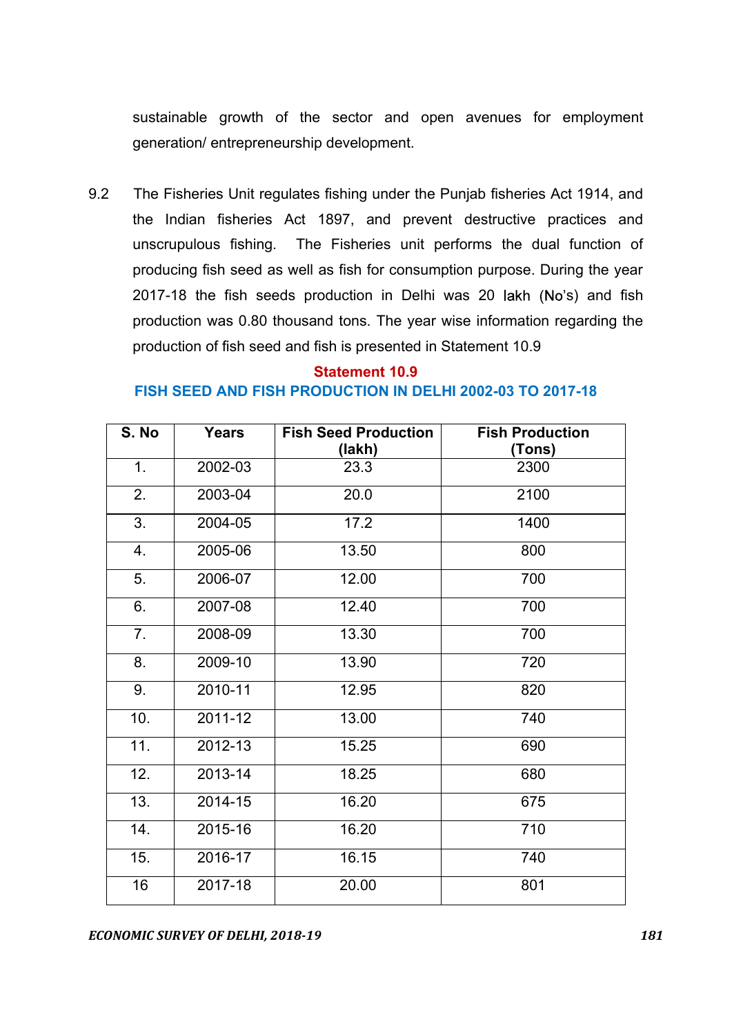sustainable growth of the sector and open avenues for employment generation/ entrepreneurship development.

9.2 The Fisheries Unit regulates fishing under the Punjab fisheries Act 1914, and the Indian fisheries Act 1897, and prevent destructive practices and unscrupulous fishing. The Fisheries unit performs the dual function of producing fish seed as well as fish for consumption purpose. During the year 2017-18 the fish seeds production in Delhi was 20 lakh (No's) and fish production was 0.80 thousand tons. The year wise information regarding the production of fish seed and fish is presented in Statement 10.9

**Statement 10.9**

**FISH SEED AND FISH PRODUCTION IN DELHI 2002-03 TO 2017-18**

| S. No | Years | Fish Seed Production (lakh) | Fish Production (Tons) |
|---|---|---|---|
| 1. | 2002-03 | 23.3 | 2300 |
| 2. | 2003-04 | 20.0 | 2100 |
| 3. | 2004-05 | 17.2 | 1400 |
| 4. | 2005-06 | 13.50 | 800 |
| 5. | 2006-07 | 12.00 | 700 |
| 6. | 2007-08 | 12.40 | 700 |
| 7. | 2008-09 | 13.30 | 700 |
| 8. | 2009-10 | 13.90 | 720 |
| 9. | 2010-11 | 12.95 | 820 |
| 10. | 2011-12 | 13.00 | 740 |
| 11. | 2012-13 | 15.25 | 690 |
| 12. | 2013-14 | 18.25 | 680 |
| 13. | 2014-15 | 16.20 | 675 |
| 14. | 2015-16 | 16.20 | 710 |
| 15. | 2016-17 | 16.15 | 740 |
| 16 | 2017-18 | 20.00 | 801 |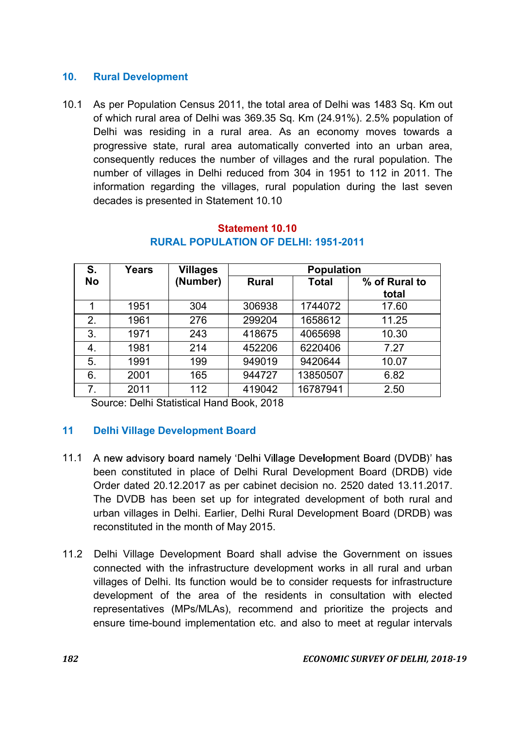## 10. Rural Development

10.1 As per Population Census 2011, the total area of Delhi was 1483 Sq. Km out of which rural area of Delhi was 369.35 Sq. Km (24.91%). 2.5% population of Delhi was residing in a rural area. As an economy moves towards a progressive state, rural area automatically converted into an urban area, consequently reduces the number of villages and the rural population. The number of villages in Delhi reduced from 304 in 1951 to 112 in 2011. The information regarding the villages, rural population during the last seven decades is presented in Statement 10.10

**Statement 10.10**
**RURAL POPULATION OF DELHI: 1951-2011**

| S. No | Years | Villages (Number) | Population | | |
|---|---|---|---|---|---|
| | | | Rural | Total | % of Rural to total |
| 1 | 1951 | 304 | 306938 | 1744072 | 17.60 |
| 2. | 1961 | 276 | 299204 | 1658612 | 11.25 |
| 3. | 1971 | 243 | 418675 | 4065698 | 10.30 |
| 4. | 1981 | 214 | 452206 | 6220406 | 7.27 |
| 5. | 1991 | 199 | 949019 | 9420644 | 10.07 |
| 6. | 2001 | 165 | 944727 | 13850507 | 6.82 |
| 7. | 2011 | 112 | 419042 | 16787941 | 2.50 |

Source: Delhi Statistical Hand Book, 2018

## 11 Delhi Village Development Board

11.1 A new advisory board namely 'Delhi Village Development Board (DVDB)' has been constituted in place of Delhi Rural Development Board (DRDB) vide Order dated 20.12.2017 as per cabinet decision no. 2520 dated 13.11.2017. The DVDB has been set up for integrated development of both rural and urban villages in Delhi. Earlier, Delhi Rural Development Board (DRDB) was reconstituted in the month of May 2015.

11.2 Delhi Village Development Board shall advise the Government on issues connected with the infrastructure development works in all rural and urban villages of Delhi. Its function would be to consider requests for infrastructure development of the area of the residents in consultation with elected representatives (MPs/MLAs), recommend and prioritize the projects and ensure time-bound implementation etc. and also to meet at regular intervals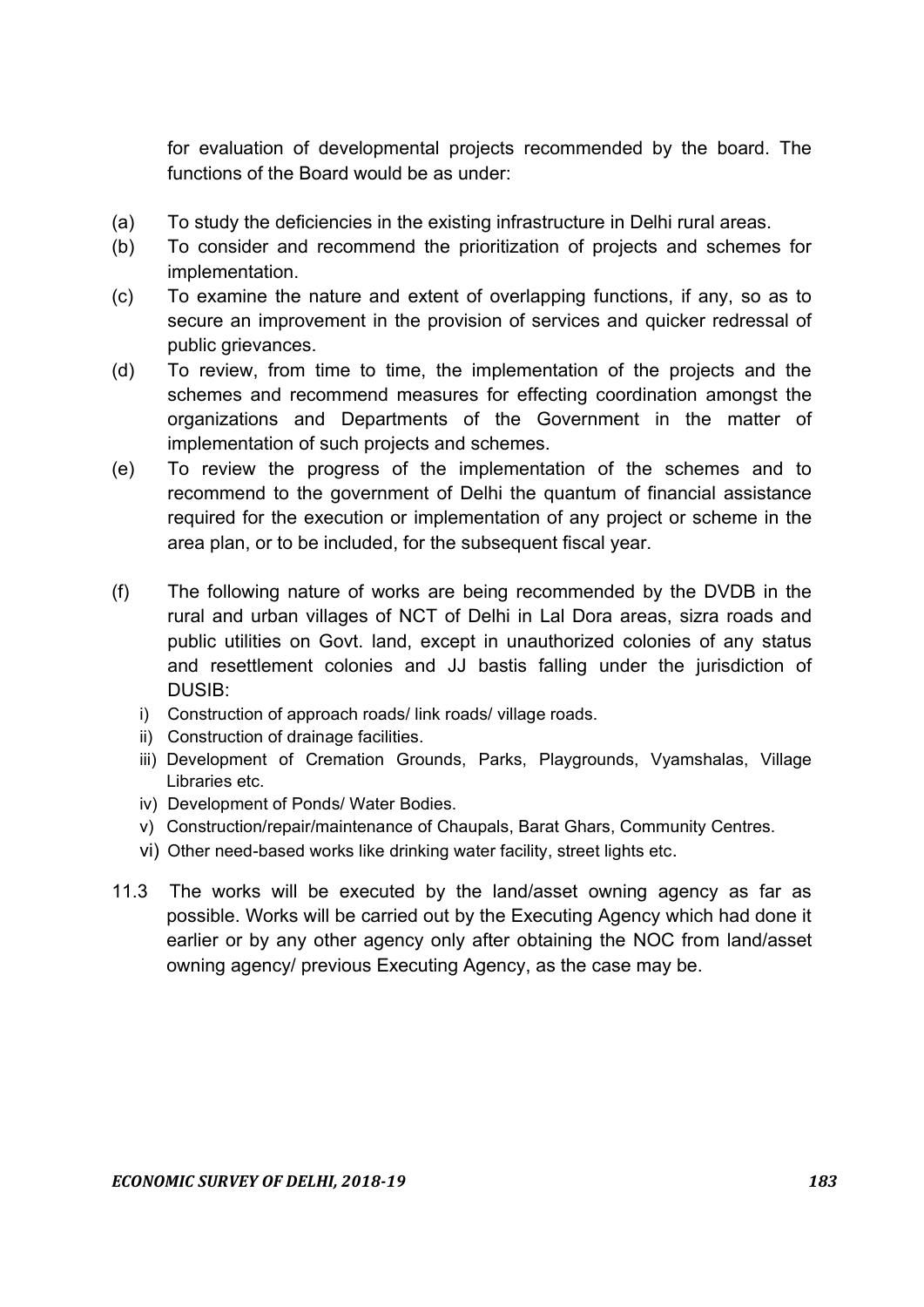for evaluation of developmental projects recommended by the board. The functions of the Board would be as under:

(a) To study the deficiencies in the existing infrastructure in Delhi rural areas.

(b) To consider and recommend the prioritization of projects and schemes for implementation.

(c) To examine the nature and extent of overlapping functions, if any, so as to secure an improvement in the provision of services and quicker redressal of public grievances.

(d) To review, from time to time, the implementation of the projects and the schemes and recommend measures for effecting coordination amongst the organizations and Departments of the Government in the matter of implementation of such projects and schemes.

(e) To review the progress of the implementation of the schemes and to recommend to the government of Delhi the quantum of financial assistance required for the execution or implementation of any project or scheme in the area plan, or to be included, for the subsequent fiscal year.

(f) The following nature of works are being recommended by the DVDB in the rural and urban villages of NCT of Delhi in Lal Dora areas, sizra roads and public utilities on Govt. land, except in unauthorized colonies of any status and resettlement colonies and JJ bastis falling under the jurisdiction of DUSIB:

   i) Construction of approach roads/ link roads/ village roads.
   ii) Construction of drainage facilities.
   iii) Development of Cremation Grounds, Parks, Playgrounds, Vyamshalas, Village Libraries etc.
   iv) Development of Ponds/ Water Bodies.
   v) Construction/repair/maintenance of Chaupals, Barat Ghars, Community Centres.
   vi) Other need-based works like drinking water facility, street lights etc.

11.3 The works will be executed by the land/asset owning agency as far as possible. Works will be carried out by the Executing Agency which had done it earlier or by any other agency only after obtaining the NOC from land/asset owning agency/ previous Executing Agency, as the case may be.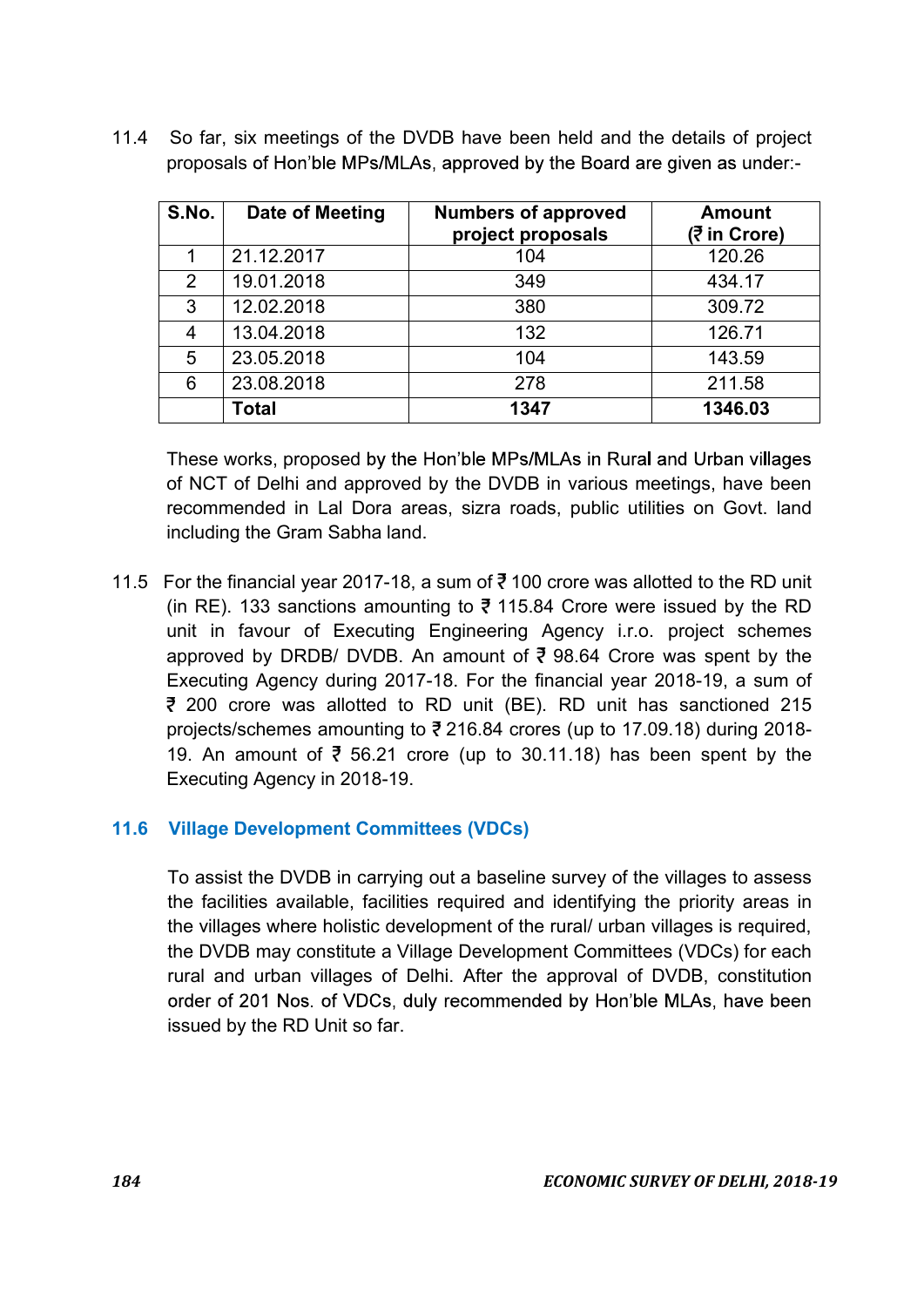11.4 So far, six meetings of the DVDB have been held and the details of project proposals of Hon'ble MPs/MLAs, approved by the Board are given as under:-

| S.No. | Date of Meeting | Numbers of approved project proposals | Amount (₹ in Crore) |
|---|---|---|---|
| 1 | 21.12.2017 | 104 | 120.26 |
| 2 | 19.01.2018 | 349 | 434.17 |
| 3 | 12.02.2018 | 380 | 309.72 |
| 4 | 13.04.2018 | 132 | 126.71 |
| 5 | 23.05.2018 | 104 | 143.59 |
| 6 | 23.08.2018 | 278 | 211.58 |
| | **Total** | **1347** | **1346.03** |

These works, proposed by the Hon'ble MPs/MLAs in Rural and Urban villages of NCT of Delhi and approved by the DVDB in various meetings, have been recommended in Lal Dora areas, sizra roads, public utilities on Govt. land including the Gram Sabha land.

11.5 For the financial year 2017-18, a sum of ₹ 100 crore was allotted to the RD unit (in RE). 133 sanctions amounting to ₹ 115.84 Crore were issued by the RD unit in favour of Executing Engineering Agency i.r.o. project schemes approved by DRDB/ DVDB. An amount of ₹ 98.64 Crore was spent by the Executing Agency during 2017-18. For the financial year 2018-19, a sum of ₹ 200 crore was allotted to RD unit (BE). RD unit has sanctioned 215 projects/schemes amounting to ₹ 216.84 crores (up to 17.09.18) during 2018-19. An amount of ₹ 56.21 crore (up to 30.11.18) has been spent by the Executing Agency in 2018-19.

### 11.6 Village Development Committees (VDCs)

To assist the DVDB in carrying out a baseline survey of the villages to assess the facilities available, facilities required and identifying the priority areas in the villages where holistic development of the rural/ urban villages is required, the DVDB may constitute a Village Development Committees (VDCs) for each rural and urban villages of Delhi. After the approval of DVDB, constitution order of 201 Nos. of VDCs, duly recommended by Hon'ble MLAs, have been issued by the RD Unit so far.